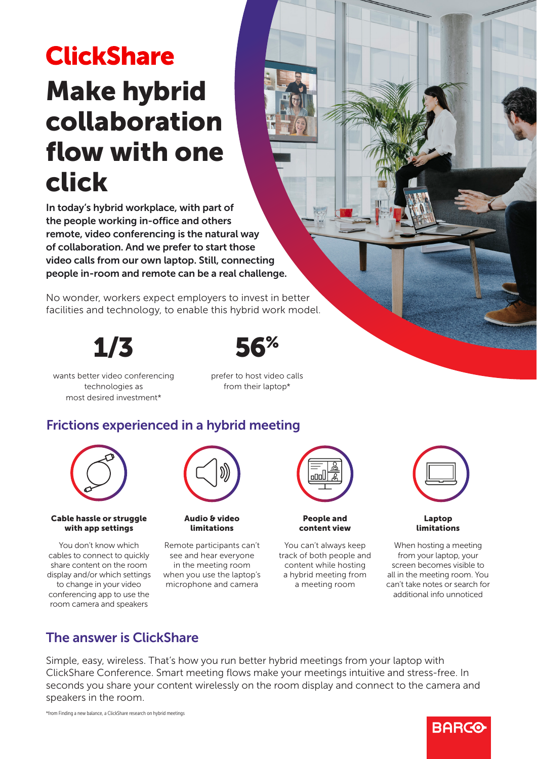# ClickShare

# Make hybrid collaboration flow with one click

**In today's hybrid workplace, with part of the people working in-office and others remote, video conferencing is the natural way of collaboration. And we prefer to start those video calls from our own laptop. Still, connecting people in-room and remote can be a real challenge.**

No wonder, workers expect employers to invest in better facilities and technology, to enable this hybrid work model.

**1/3**

wants better video conferencing technologies as most desired investment*

**56%**

prefer to host video calls from their laptop*

## Frictions experienced in a hybrid meeting

**Cable hassle or struggle with app settings**

You don't know which cables to connect to quickly share content on the room display and/or which settings to change in your video conferencing app to use the room camera and speakers

**Audio & video limitations**

Remote participants can't see and hear everyone in the meeting room when you use the laptop's microphone and camera

**People and content view**

You can't always keep track of both people and content while hosting a hybrid meeting from a meeting room

**Laptop limitations**

When hosting a meeting from your laptop, your screen becomes visible to all in the meeting room. You can't take notes or search for additional info unnoticed

## The answer is ClickShare

Simple, easy, wireless. That's how you run better hybrid meetings from your laptop with ClickShare Conference. Smart meeting flows make your meetings intuitive and stress-free. In seconds you share your content wirelessly on the room display and connect to the camera and speakers in the room.

*from Finding a new balance, a ClickShare research on hybrid meetings

BARCO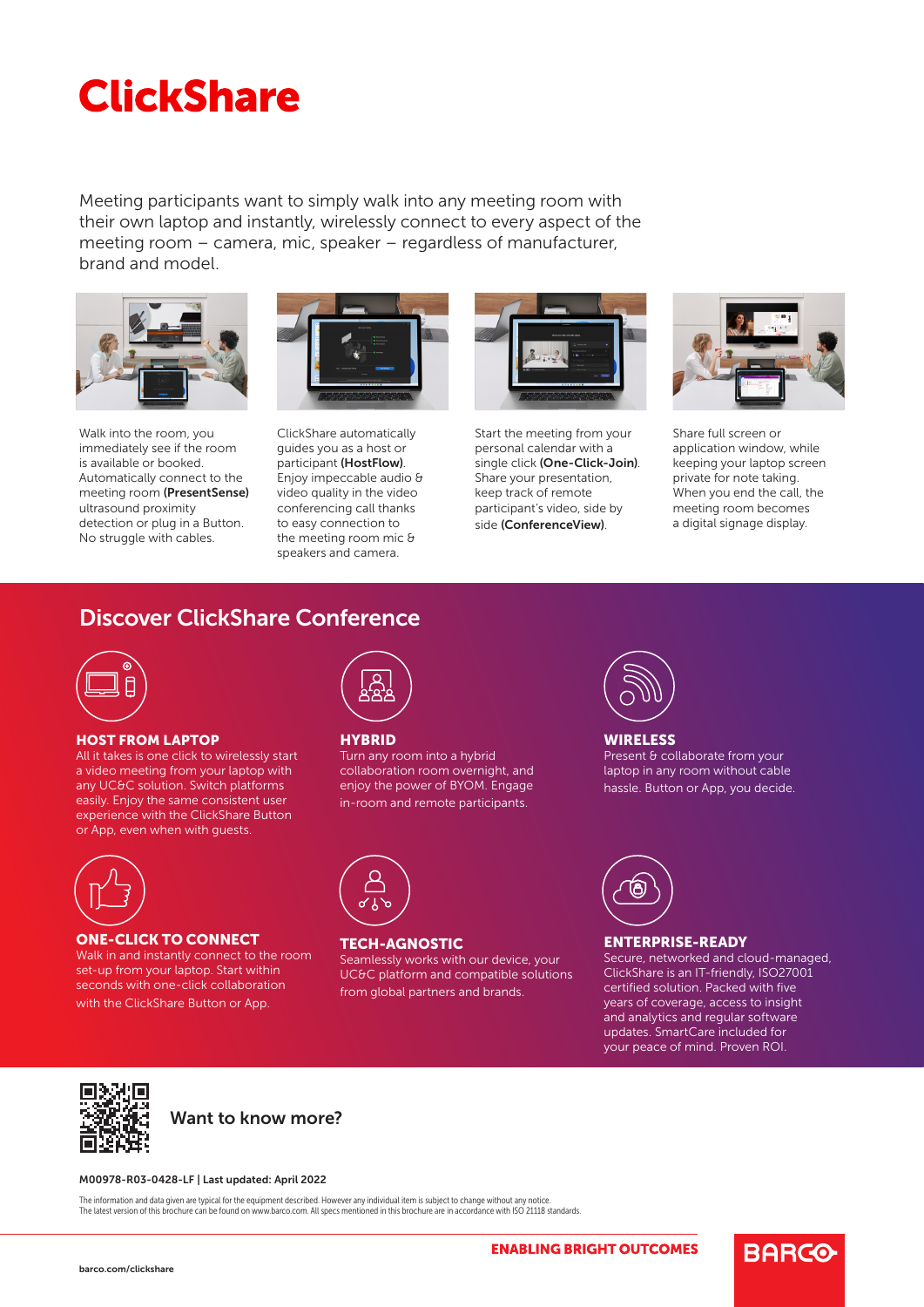# ClickShare

Meeting participants want to simply walk into any meeting room with their own laptop and instantly, wirelessly connect to every aspect of the meeting room – camera, mic, speaker – regardless of manufacturer, brand and model.

Walk into the room, you immediately see if the room is available or booked. Automatically connect to the meeting room **(PresentSense)** ultrasound proximity detection or plug in a Button. No struggle with cables.

ClickShare automatically guides you as a host or participant **(HostFlow)**. Enjoy impeccable audio & video quality in the video conferencing call thanks to easy connection to the meeting room mic & speakers and camera.

Start the meeting from your personal calendar with a single click **(One-Click-Join)**. Share your presentation, keep track of remote participant's video, side by side **(ConferenceView)**.

Share full screen or application window, while keeping your laptop screen private for note taking. When you end the call, the meeting room becomes a digital signage display.

## Discover ClickShare Conference

### HOST FROM LAPTOP

All it takes is one click to wirelessly start a video meeting from your laptop with any UC&C solution. Switch platforms easily. Enjoy the same consistent user experience with the ClickShare Button or App, even when with guests.

### HYBRID

Turn any room into a hybrid collaboration room overnight, and enjoy the power of BYOM. Engage in-room and remote participants.

### WIRELESS

Present & collaborate from your laptop in any room without cable hassle. Button or App, you decide.

### ONE-CLICK TO CONNECT

Walk in and instantly connect to the room set-up from your laptop. Start within seconds with one-click collaboration with the ClickShare Button or App.

### TECH-AGNOSTIC

Seamlessly works with our device, your UC&C platform and compatible solutions from global partners and brands.

### ENTERPRISE-READY

Secure, networked and cloud-managed, ClickShare is an IT-friendly, ISO27001 certified solution. Packed with five years of coverage, access to insight and analytics and regular software updates. SmartCare included for your peace of mind. Proven ROI.

**Want to know more?**

**M00978-R03-0428-LF | Last updated: April 2022**

The information and data given are typical for the equipment described. However any individual item is subject to change without any notice.
The latest version of this brochure can be found on www.barco.com. All specs mentioned in this brochure are in accordance with ISO 21118 standards.

**ENABLING BRIGHT OUTCOMES**

BARCO

barco.com/clickshare